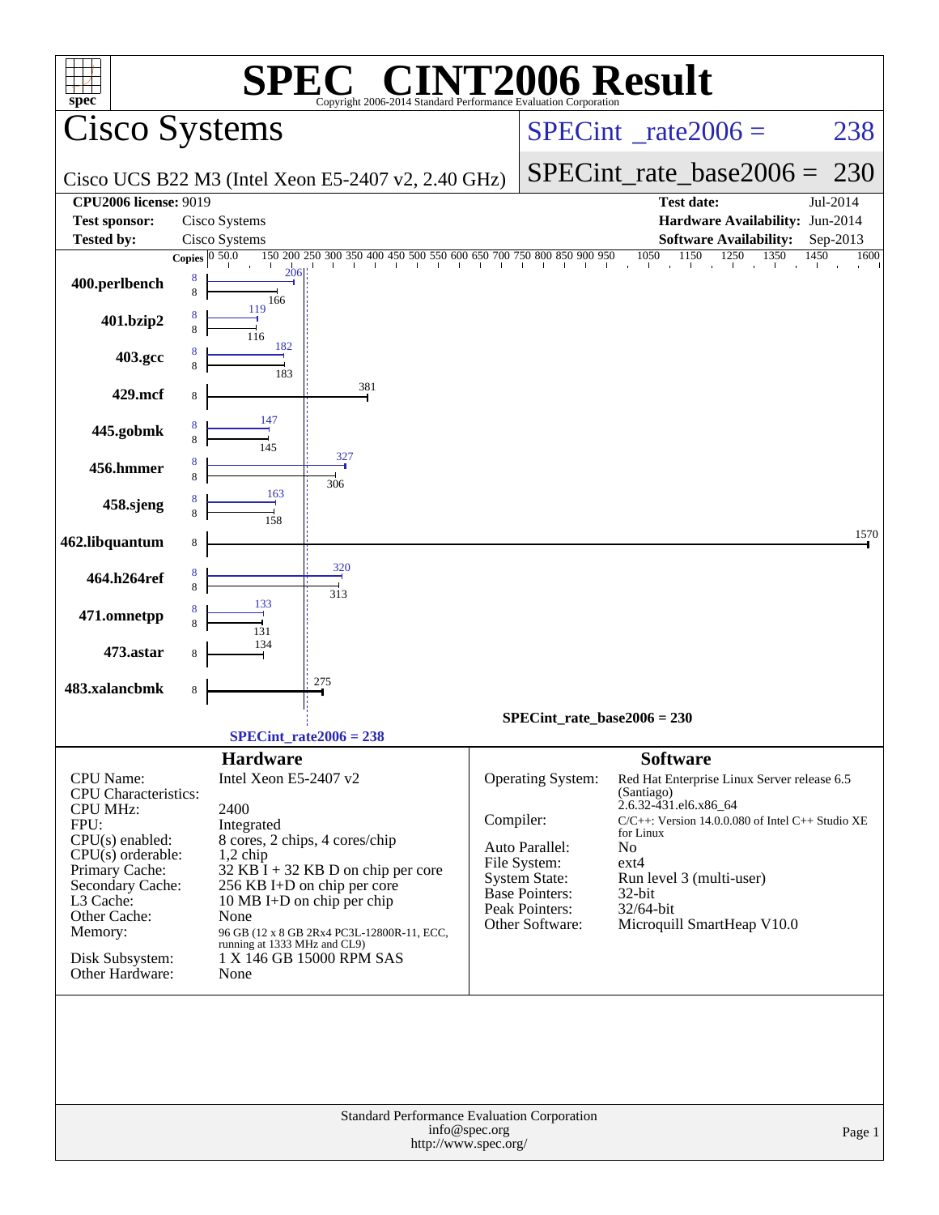# SPEC® CINT2006 Result

Copyright 2006-2014 Standard Performance Evaluation Corporation

## Cisco Systems

Cisco UCS B22 M3 (Intel Xeon E5-2407 v2, 2.40 GHz)

SPECint_rate2006 = 238

SPECint_rate_base2006 = 230

| | | | |
|---|---|---|---|
| **CPU2006 license:** 9019 | | **Test date:** | Jul-2014 |
| **Test sponsor:** | Cisco Systems | **Hardware Availability:** | Jun-2014 |
| **Tested by:** | Cisco Systems | **Software Availability:** | Sep-2013 |

| Benchmark | Copies | Peak | Base |
|---|---|---|---|
| 400.perlbench | 8 | 206 | 166 |
| 401.bzip2 | 8 | 119 | 116 |
| 403.gcc | 8 | 182 | 183 |
| 429.mcf | 8 | | 381 |
| 445.gobmk | 8 | 147 | 145 |
| 456.hmmer | 8 | 327 | 306 |
| 458.sjeng | 8 | 163 | 158 |
| 462.libquantum | 8 | | 1570 |
| 464.h264ref | 8 | 320 | 313 |
| 471.omnetpp | 8 | 133 | 131 |
| 473.astar | 8 | | 134 |
| 483.xalancbmk | 8 | | 275 |

SPECint_rate_base2006 = 230

SPECint_rate2006 = 238

### Hardware

| | |
|---|---|
| CPU Name: | Intel Xeon E5-2407 v2 |
| CPU Characteristics: | |
| CPU MHz: | 2400 |
| FPU: | Integrated |
| CPU(s) enabled: | 8 cores, 2 chips, 4 cores/chip |
| CPU(s) orderable: | 1,2 chip |
| Primary Cache: | 32 KB I + 32 KB D on chip per core |
| Secondary Cache: | 256 KB I+D on chip per core |
| L3 Cache: | 10 MB I+D on chip per chip |
| Other Cache: | None |
| Memory: | 96 GB (12 x 8 GB 2Rx4 PC3L-12800R-11, ECC, running at 1333 MHz and CL9) |
| Disk Subsystem: | 1 X 146 GB 15000 RPM SAS |
| Other Hardware: | None |

### Software

| | |
|---|---|
| Operating System: | Red Hat Enterprise Linux Server release 6.5 (Santiago) 2.6.32-431.el6.x86_64 |
| Compiler: | C/C++: Version 14.0.0.080 of Intel C++ Studio XE for Linux |
| Auto Parallel: | No |
| File System: | ext4 |
| System State: | Run level 3 (multi-user) |
| Base Pointers: | 32-bit |
| Peak Pointers: | 32/64-bit |
| Other Software: | Microquill SmartHeap V10.0 |

Standard Performance Evaluation Corporation
info@spec.org
http://www.spec.org/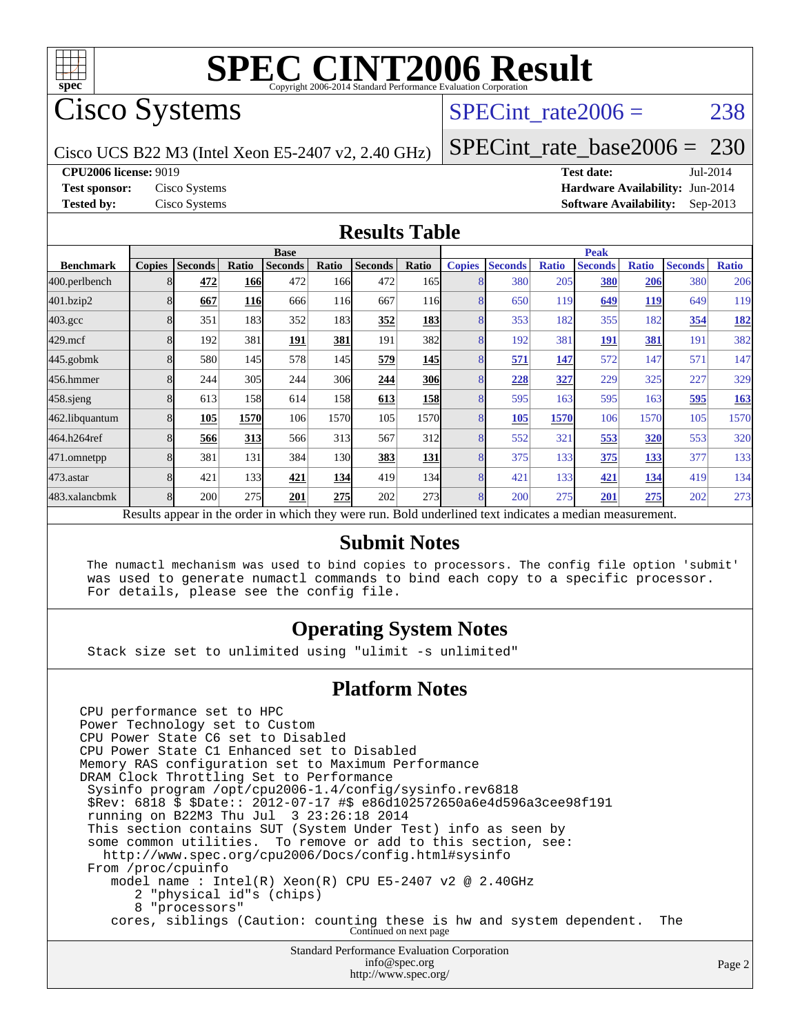# SPEC CINT2006 Result

Copyright 2006-2014 Standard Performance Evaluation Corporation

## Cisco Systems

Cisco UCS B22 M3 (Intel Xeon E5-2407 v2, 2.40 GHz)

SPECint_rate2006 = 238

SPECint_rate_base2006 = 230

**CPU2006 license:** 9019

**Test sponsor:** Cisco Systems

**Tested by:** Cisco Systems

**Test date:** Jul-2014

**Hardware Availability:** Jun-2014

**Software Availability:** Sep-2013

## Results Table

| Benchmark | Base | | | | | | | Peak | | | | | | |
|---|---|---|---|---|---|---|---|---|---|---|---|---|---|---|
| | Copies | Seconds | Ratio | Seconds | Ratio | Seconds | Ratio | Copies | Seconds | Ratio | Seconds | Ratio | Seconds | Ratio |
| 400.perlbench | 8 | **472** | **166** | 472 | 166 | 472 | 165 | 8 | 380 | 205 | **380** | **206** | 380 | 206 |
| 401.bzip2 | 8 | **667** | **116** | 666 | 116 | 667 | 116 | 8 | 650 | 119 | **649** | **119** | 649 | 119 |
| 403.gcc | 8 | 351 | 183 | 352 | 183 | **352** | **183** | 8 | 353 | 182 | 355 | 182 | **354** | **182** |
| 429.mcf | 8 | 192 | 381 | **191** | **381** | 191 | 382 | 8 | 192 | 381 | **191** | **381** | 191 | 382 |
| 445.gobmk | 8 | 580 | 145 | 578 | 145 | **579** | **145** | 8 | **571** | **147** | 572 | 147 | 571 | 147 |
| 456.hmmer | 8 | 244 | 305 | 244 | 306 | **244** | **306** | 8 | **228** | **327** | 229 | 325 | 227 | 329 |
| 458.sjeng | 8 | 613 | 158 | 614 | 158 | **613** | **158** | 8 | 595 | 163 | 595 | 163 | **595** | **163** |
| 462.libquantum | 8 | **105** | **1570** | 106 | 1570 | 105 | 1570 | 8 | **105** | **1570** | 106 | 1570 | 105 | 1570 |
| 464.h264ref | 8 | **566** | **313** | 566 | 313 | 567 | 312 | 8 | 552 | 321 | **553** | **320** | 553 | 320 |
| 471.omnetpp | 8 | 381 | 131 | 384 | 130 | **383** | **131** | 8 | 375 | 133 | **375** | **133** | 377 | 133 |
| 473.astar | 8 | 421 | 133 | **421** | **134** | 419 | 134 | 8 | 421 | 133 | **421** | **134** | 419 | 134 |
| 483.xalancbmk | 8 | 200 | 275 | **201** | **275** | 202 | 273 | 8 | 200 | 275 | **201** | **275** | 202 | 273 |

Results appear in the order in which they were run. Bold underlined text indicates a median measurement.

## Submit Notes

```
The numactl mechanism was used to bind copies to processors. The config file option 'submit'
was used to generate numactl commands to bind each copy to a specific processor.
For details, please see the config file.
```

## Operating System Notes

```
Stack size set to unlimited using "ulimit -s unlimited"
```

## Platform Notes

```
CPU performance set to HPC
Power Technology set to Custom
CPU Power State C6 set to Disabled
CPU Power State C1 Enhanced set to Disabled
Memory RAS configuration set to Maximum Performance
DRAM Clock Throttling Set to Performance
 Sysinfo program /opt/cpu2006-1.4/config/sysinfo.rev6818
 $Rev: 6818 $ $Date:: 2012-07-17 #$ e86d102572650a6e4d596a3cee98f191
 running on B22M3 Thu Jul  3 23:26:18 2014
 This section contains SUT (System Under Test) info as seen by
 some common utilities.  To remove or add to this section, see:
   http://www.spec.org/cpu2006/Docs/config.html#sysinfo
 From /proc/cpuinfo
    model name : Intel(R) Xeon(R) CPU E5-2407 v2 @ 2.40GHz
       2 "physical id"s (chips)
       8 "processors"
    cores, siblings (Caution: counting these is hw and system dependent.  The
```

Continued on next page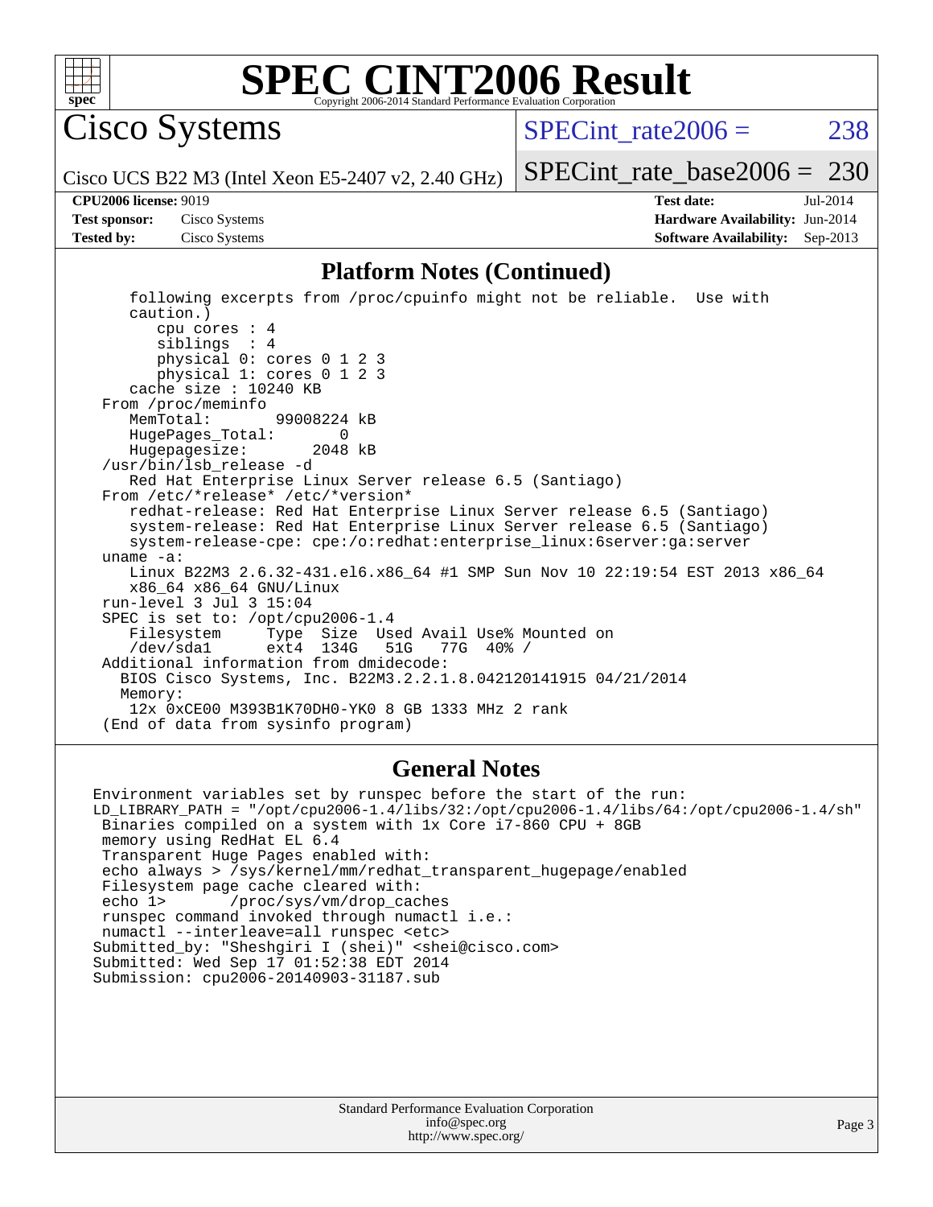# SPEC CINT2006 Result

Copyright 2006-2014 Standard Performance Evaluation Corporation

## Cisco Systems

Cisco UCS B22 M3 (Intel Xeon E5-2407 v2, 2.40 GHz)

SPECint_rate2006 = 238

SPECint_rate_base2006 = 230

**CPU2006 license:** 9019

**Test sponsor:** Cisco Systems

**Tested by:** Cisco Systems

**Test date:** Jul-2014

**Hardware Availability:** Jun-2014

**Software Availability:** Sep-2013

## Platform Notes (Continued)

```
    following excerpts from /proc/cpuinfo might not be reliable.  Use with
    caution.)
       cpu cores : 4
       siblings  : 4
       physical 0: cores 0 1 2 3
       physical 1: cores 0 1 2 3
    cache size : 10240 KB
 From /proc/meminfo
    MemTotal:       99008224 kB
    HugePages_Total:       0
    Hugepagesize:       2048 kB
 /usr/bin/lsb_release -d
    Red Hat Enterprise Linux Server release 6.5 (Santiago)
 From /etc/*release* /etc/*version*
    redhat-release: Red Hat Enterprise Linux Server release 6.5 (Santiago)
    system-release: Red Hat Enterprise Linux Server release 6.5 (Santiago)
    system-release-cpe: cpe:/o:redhat:enterprise_linux:6server:ga:server
 uname -a:
    Linux B22M3 2.6.32-431.el6.x86_64 #1 SMP Sun Nov 10 22:19:54 EST 2013 x86_64
    x86_64 x86_64 GNU/Linux
 run-level 3 Jul 3 15:04
 SPEC is set to: /opt/cpu2006-1.4
    Filesystem     Type  Size  Used Avail Use% Mounted on
    /dev/sda1      ext4  134G   51G   77G  40% /
 Additional information from dmidecode:
   BIOS Cisco Systems, Inc. B22M3.2.2.1.8.042120141915 04/21/2014
   Memory:
    12x 0xCE00 M393B1K70DH0-YK0 8 GB 1333 MHz 2 rank
 (End of data from sysinfo program)
```

## General Notes

```
Environment variables set by runspec before the start of the run:
LD_LIBRARY_PATH = "/opt/cpu2006-1.4/libs/32:/opt/cpu2006-1.4/libs/64:/opt/cpu2006-1.4/sh"
 Binaries compiled on a system with 1x Core i7-860 CPU + 8GB
 memory using RedHat EL 6.4
 Transparent Huge Pages enabled with:
 echo always > /sys/kernel/mm/redhat_transparent_hugepage/enabled
 Filesystem page cache cleared with:
 echo 1>       /proc/sys/vm/drop_caches
 runspec command invoked through numactl i.e.:
 numactl --interleave=all runspec <etc>
Submitted_by: "Sheshgiri I (shei)" <shei@cisco.com>
Submitted: Wed Sep 17 01:52:38 EDT 2014
Submission: cpu2006-20140903-31187.sub
```

Standard Performance Evaluation Corporation
info@spec.org
http://www.spec.org/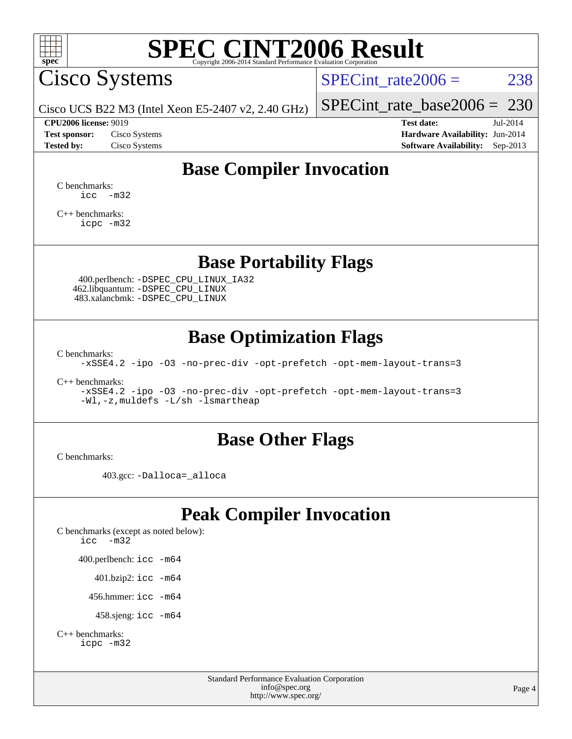# SPEC CINT2006 Result

Copyright 2006-2014 Standard Performance Evaluation Corporation

## Cisco Systems

Cisco UCS B22 M3 (Intel Xeon E5-2407 v2, 2.40 GHz)

SPECint_rate2006 = 238

SPECint_rate_base2006 = 230

**CPU2006 license:** 9019
**Test sponsor:** Cisco Systems
**Tested by:** Cisco Systems

**Test date:** Jul-2014
**Hardware Availability:** Jun-2014
**Software Availability:** Sep-2013

## Base Compiler Invocation

C benchmarks:
```
icc  -m32
```

C++ benchmarks:
```
icpc -m32
```

## Base Portability Flags

400.perlbench: `-DSPEC_CPU_LINUX_IA32`
462.libquantum: `-DSPEC_CPU_LINUX`
483.xalancbmk: `-DSPEC_CPU_LINUX`

## Base Optimization Flags

C benchmarks:
```
-xSSE4.2 -ipo -O3 -no-prec-div -opt-prefetch -opt-mem-layout-trans=3
```

C++ benchmarks:
```
-xSSE4.2 -ipo -O3 -no-prec-div -opt-prefetch -opt-mem-layout-trans=3
-Wl,-z,muldefs -L/sh -lsmartheap
```

## Base Other Flags

C benchmarks:

403.gcc: `-Dalloca=_alloca`

## Peak Compiler Invocation

C benchmarks (except as noted below):
```
icc  -m32
```

400.perlbench: `icc -m64`

401.bzip2: `icc -m64`

456.hmmer: `icc -m64`

458.sjeng: `icc -m64`

C++ benchmarks:
```
icpc -m32
```

Standard Performance Evaluation Corporation
info@spec.org
http://www.spec.org/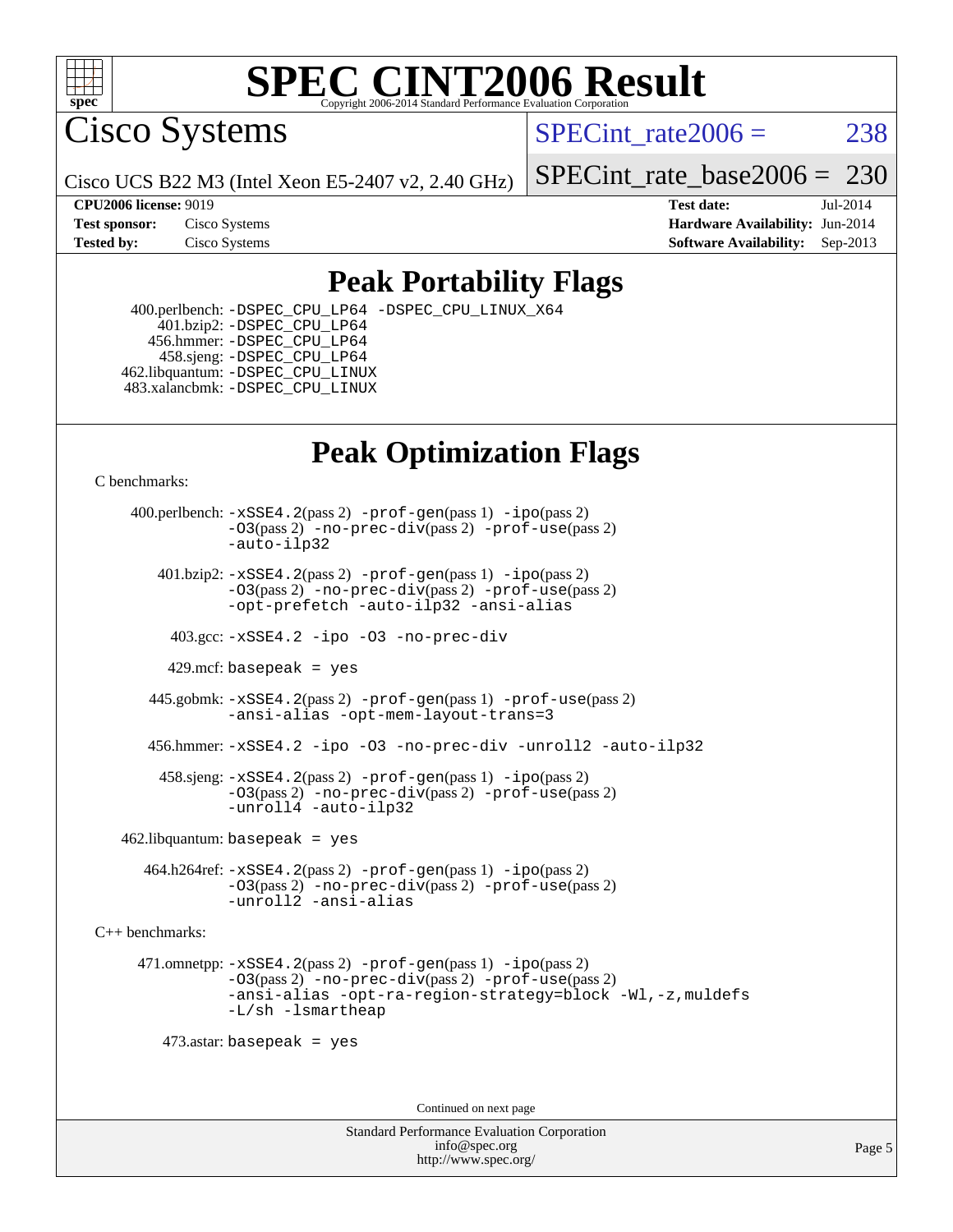# SPEC CINT2006 Result

Copyright 2006-2014 Standard Performance Evaluation Corporation

## Cisco Systems

Cisco UCS B22 M3 (Intel Xeon E5-2407 v2, 2.40 GHz)

SPECint_rate2006 = 238

SPECint_rate_base2006 = 230

**CPU2006 license:** 9019
**Test sponsor:** Cisco Systems
**Tested by:** Cisco Systems

**Test date:** Jul-2014
**Hardware Availability:** Jun-2014
**Software Availability:** Sep-2013

## Peak Portability Flags

400.perlbench: `-DSPEC_CPU_LP64 -DSPEC_CPU_LINUX_X64`
401.bzip2: `-DSPEC_CPU_LP64`
456.hmmer: `-DSPEC_CPU_LP64`
458.sjeng: `-DSPEC_CPU_LP64`
462.libquantum: `-DSPEC_CPU_LINUX`
483.xalancbmk: `-DSPEC_CPU_LINUX`

## Peak Optimization Flags

C benchmarks:

400.perlbench: `-xSSE4.2`(pass 2) `-prof-gen`(pass 1) `-ipo`(pass 2) `-O3`(pass 2) `-no-prec-div`(pass 2) `-prof-use`(pass 2) `-auto-ilp32`

401.bzip2: `-xSSE4.2`(pass 2) `-prof-gen`(pass 1) `-ipo`(pass 2) `-O3`(pass 2) `-no-prec-div`(pass 2) `-prof-use`(pass 2) `-opt-prefetch -auto-ilp32 -ansi-alias`

403.gcc: `-xSSE4.2 -ipo -O3 -no-prec-div`

429.mcf: `basepeak = yes`

445.gobmk: `-xSSE4.2`(pass 2) `-prof-gen`(pass 1) `-prof-use`(pass 2) `-ansi-alias -opt-mem-layout-trans=3`

456.hmmer: `-xSSE4.2 -ipo -O3 -no-prec-div -unroll2 -auto-ilp32`

458.sjeng: `-xSSE4.2`(pass 2) `-prof-gen`(pass 1) `-ipo`(pass 2) `-O3`(pass 2) `-no-prec-div`(pass 2) `-prof-use`(pass 2) `-unroll4 -auto-ilp32`

462.libquantum: `basepeak = yes`

464.h264ref: `-xSSE4.2`(pass 2) `-prof-gen`(pass 1) `-ipo`(pass 2) `-O3`(pass 2) `-no-prec-div`(pass 2) `-prof-use`(pass 2) `-unroll2 -ansi-alias`

C++ benchmarks:

471.omnetpp: `-xSSE4.2`(pass 2) `-prof-gen`(pass 1) `-ipo`(pass 2) `-O3`(pass 2) `-no-prec-div`(pass 2) `-prof-use`(pass 2) `-ansi-alias -opt-ra-region-strategy=block -Wl,-z,muldefs -L/sh -lsmartheap`

473.astar: `basepeak = yes`

Continued on next page

Standard Performance Evaluation Corporation
info@spec.org
http://www.spec.org/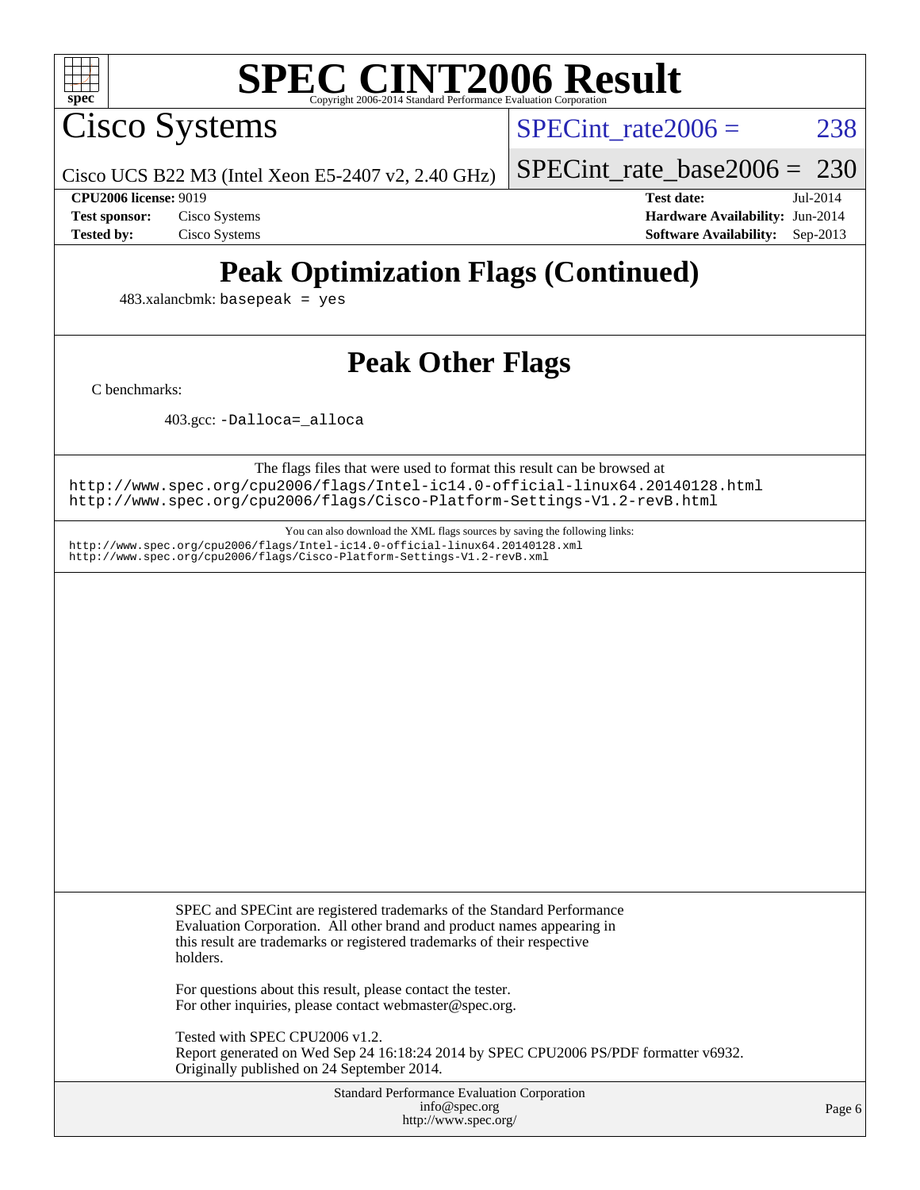# SPEC CINT2006 Result

Copyright 2006-2014 Standard Performance Evaluation Corporation

Cisco Systems

SPECint_rate2006 = 238

Cisco UCS B22 M3 (Intel Xeon E5-2407 v2, 2.40 GHz)

SPECint_rate_base2006 = 230

**CPU2006 license:** 9019
**Test sponsor:** Cisco Systems
**Tested by:** Cisco Systems

**Test date:** Jul-2014
**Hardware Availability:** Jun-2014
**Software Availability:** Sep-2013

## Peak Optimization Flags (Continued)

483.xalancbmk: `basepeak = yes`

## Peak Other Flags

C benchmarks:

403.gcc: `-Dalloca=_alloca`

The flags files that were used to format this result can be browsed at
http://www.spec.org/cpu2006/flags/Intel-ic14.0-official-linux64.20140128.html
http://www.spec.org/cpu2006/flags/Cisco-Platform-Settings-V1.2-revB.html

You can also download the XML flags sources by saving the following links:
http://www.spec.org/cpu2006/flags/Intel-ic14.0-official-linux64.20140128.xml
http://www.spec.org/cpu2006/flags/Cisco-Platform-Settings-V1.2-revB.xml

SPEC and SPECint are registered trademarks of the Standard Performance Evaluation Corporation. All other brand and product names appearing in this result are trademarks or registered trademarks of their respective holders.

For questions about this result, please contact the tester.
For other inquiries, please contact webmaster@spec.org.

Tested with SPEC CPU2006 v1.2.
Report generated on Wed Sep 24 16:18:24 2014 by SPEC CPU2006 PS/PDF formatter v6932.
Originally published on 24 September 2014.

Standard Performance Evaluation Corporation
info@spec.org
http://www.spec.org/